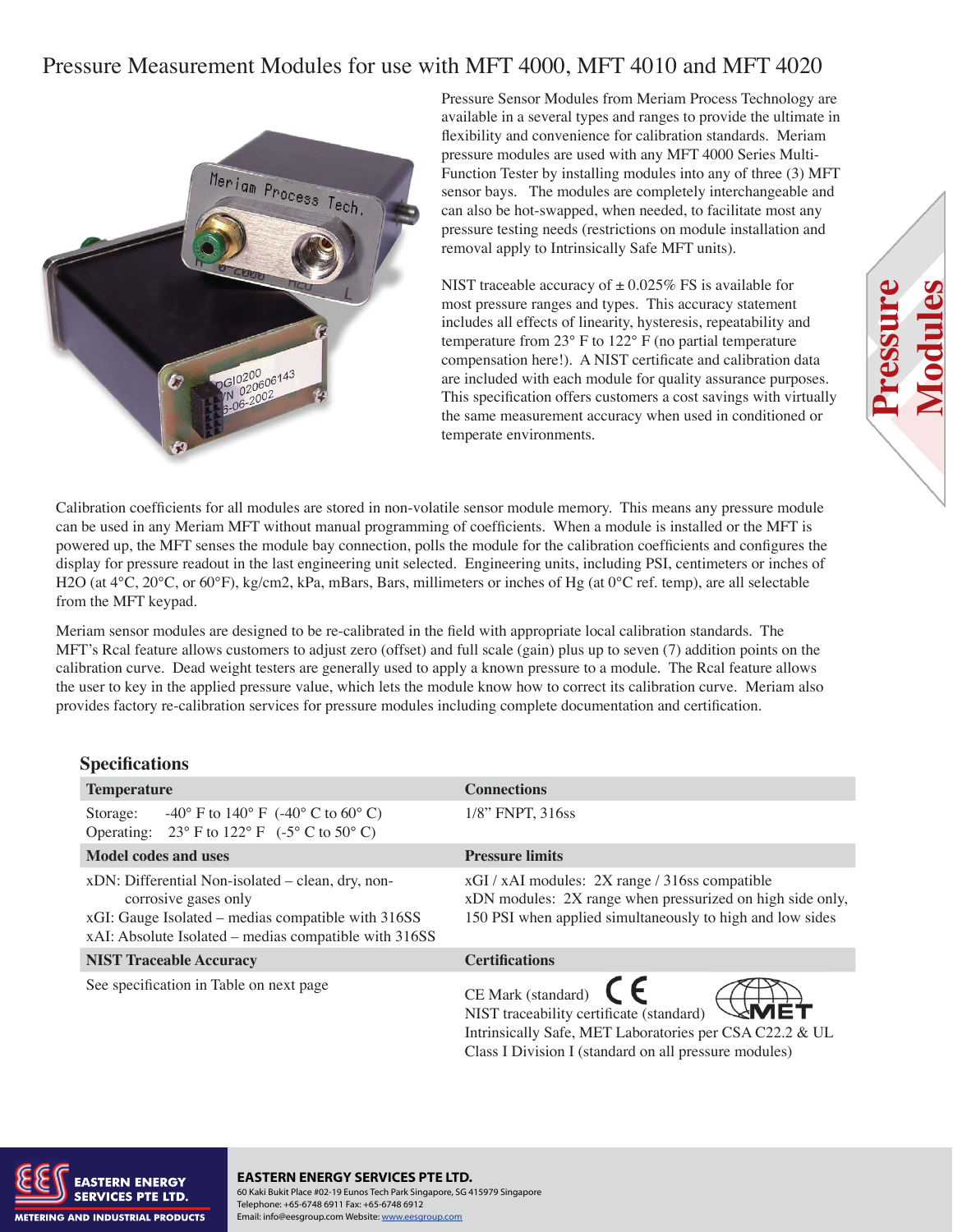# Pressure Measurement Modules for use with MFT 4000, MFT 4010 and MFT 4020

Pressure Sensor Modules from Meriam Process Technology are available in a several types and ranges to provide the ultimate in flexibility and convenience for calibration standards. Meriam pressure modules are used with any MFT 4000 Series Multi-Function Tester by installing modules into any of three (3) MFT sensor bays. The modules are completely interchangeable and can also be hot-swapped, when needed, to facilitate most any pressure testing needs (restrictions on module installation and removal apply to Intrinsically Safe MFT units).

NIST traceable accuracy of ± 0.025% FS is available for most pressure ranges and types. This accuracy statement includes all effects of linearity, hysteresis, repeatability and temperature from 23° F to 122° F (no partial temperature compensation here!). A NIST certificate and calibration data are included with each module for quality assurance purposes. This specification offers customers a cost savings with virtually the same measurement accuracy when used in conditioned or temperate environments.

Calibration coefficients for all modules are stored in non-volatile sensor module memory. This means any pressure module can be used in any Meriam MFT without manual programming of coefficients. When a module is installed or the MFT is powered up, the MFT senses the module bay connection, polls the module for the calibration coefficients and configures the display for pressure readout in the last engineering unit selected. Engineering units, including PSI, centimeters or inches of H2O (at 4°C, 20°C, or 60°F), kg/cm2, kPa, mBars, Bars, millimeters or inches of Hg (at 0°C ref. temp), are all selectable from the MFT keypad.

Meriam sensor modules are designed to be re-calibrated in the field with appropriate local calibration standards. The MFT's Rcal feature allows customers to adjust zero (offset) and full scale (gain) plus up to seven (7) addition points on the calibration curve. Dead weight testers are generally used to apply a known pressure to a module. The Rcal feature allows the user to key in the applied pressure value, which lets the module know how to correct its calibration curve. Meriam also provides factory re-calibration services for pressure modules including complete documentation and certification.

## Specifications

| Temperature | Connections |
|---|---|
| Storage: -40° F to 140° F (-40° C to 60° C)<br>Operating: 23° F to 122° F (-5° C to 50° C) | 1/8" FNPT, 316ss |
| **Model codes and uses** | **Pressure limits** |
| xDN: Differential Non-isolated – clean, dry, non-corrosive gases only<br>xGI: Gauge Isolated – medias compatible with 316SS<br>xAI: Absolute Isolated – medias compatible with 316SS | xGI / xAI modules: 2X range / 316ss compatible<br>xDN modules: 2X range when pressurized on high side only, 150 PSI when applied simultaneously to high and low sides |
| **NIST Traceable Accuracy** | **Certifications** |
| See specification in Table on next page | CE Mark (standard)<br>NIST traceability certificate (standard)<br>Intrinsically Safe, MET Laboratories per CSA C22.2 & UL Class I Division I (standard on all pressure modules) |

**EASTERN ENERGY SERVICES PTE LTD.**
60 Kaki Bukit Place #02-19 Eunos Tech Park Singapore, SG 415979 Singapore
Telephone: +65-6748 6911 Fax: +65-6748 6912
Email: info@eesgroup.com Website: www.eesgroup.com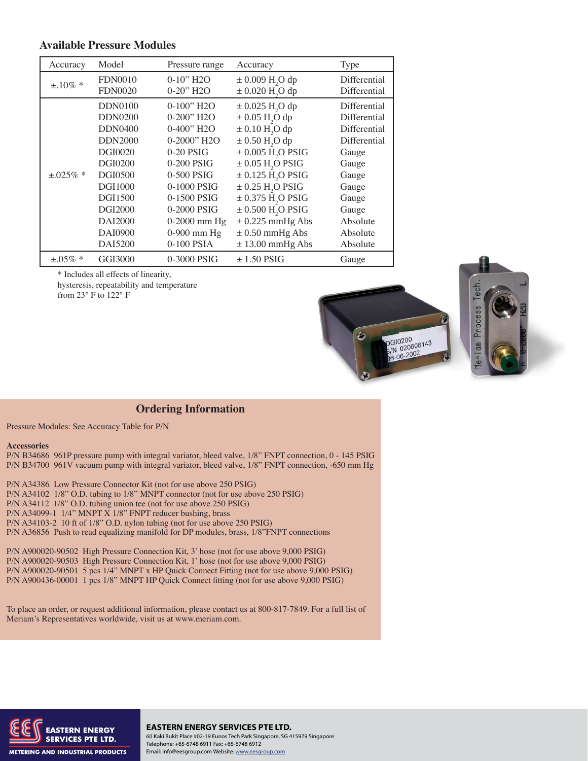### Available Pressure Modules

| Accuracy | Model | Pressure range | Accuracy | Type |
|---|---|---|---|---|
| ±.10% * | FDN0010 | 0-10" H2O | ± 0.009 $H_2O$ dp | Differential |
| | FDN0020 | 0-20" H2O | ± 0.020 $H_2O$ dp | Differential |
| ±.025% * | DDN0100 | 0-100" H2O | ± 0.025 $H_2O$ dp | Differential |
| | DDN0200 | 0-200" H2O | ± 0.05 $H_2O$ dp | Differential |
| | DDN0400 | 0-400" H2O | ± 0.10 $H_2O$ dp | Differential |
| | DDN2000 | 0-2000" H2O | ± 0.50 $H_2O$ dp | Differential |
| | DGI0020 | 0-20 PSIG | ± 0.005 $H_2O$ PSIG | Gauge |
| | DGI0200 | 0-200 PSIG | ± 0.05 $H_2O$ PSIG | Gauge |
| | DGI0500 | 0-500 PSIG | ± 0.125 $H_2O$ PSIG | Gauge |
| | DGI1000 | 0-1000 PSIG | ± 0.25 $H_2O$ PSIG | Gauge |
| | DGI1500 | 0-1500 PSIG | ± 0.375 $H_2O$ PSIG | Gauge |
| | DGI2000 | 0-2000 PSIG | ± 0.500 $H_2O$ PSIG | Gauge |
| | DAI2000 | 0-2000 mm Hg | ± 0.225 mmHg Abs | Absolute |
| | DAI0900 | 0-900 mm Hg | ± 0.50 mmHg Abs | Absolute |
| | DAI5200 | 0-100 PSIA | ± 13.00 mmHg Abs | Absolute |
| ±.05% * | GGI3000 | 0-3000 PSIG | ± 1.50 PSIG | Gauge |

\* Includes all effects of linearity, hysteresis, repeatability and temperature from 23° F to 122° F

## Ordering Information

Pressure Modules: See Accuracy Table for P/N

**Accessories**

P/N B34686 961P pressure pump with integral variator, bleed valve, 1/8" FNPT connection, 0 - 145 PSIG
P/N B34700 961V vacuum pump with integral variator, bleed valve, 1/8" FNPT connection, -650 mm Hg

P/N A34386 Low Pressure Connector Kit (not for use above 250 PSIG)
P/N A34102 1/8" O.D. tubing to 1/8" MNPT connector (not for use above 250 PSIG)
P/N A34112 1/8" O.D. tubing union tee (not for use above 250 PSIG)
P/N A34099-1 1/4" MNPT X 1/8" FNPT reducer bushing, brass
P/N A34103-2 10 ft of 1/8" O.D. nylon tubing (not for use above 250 PSIG)
P/N A36856 Push to read equalizing manifold for DP modules, brass, 1/8"FNPT connections

P/N A900020-90502 High Pressure Connection Kit, 3' hose (not for use above 9,000 PSIG)
P/N A900020-90503 High Pressure Connection Kit, 1' hose (not for use above 9,000 PSIG)
P/N A900020-90501 5 pcs 1/4" MNPT x HP Quick Connect Fitting (not for use above 9,000 PSIG)
P/N A900436-00001 1 pcs 1/8" MNPT HP Quick Connect fitting (not for use above 9,000 PSIG)

To place an order, or request additional information, please contact us at 800-817-7849. For a full list of Meriam's Representatives worldwide, visit us at www.meriam.com.

**EASTERN ENERGY SERVICES PTE LTD.**
60 Kaki Bukit Place #02-19 Eunos Tech Park Singapore, SG 415979 Singapore
Telephone: +65-6748 6911 Fax: +65-6748 6912
Email: info@eesgroup.com Website: www.eesgroup.com